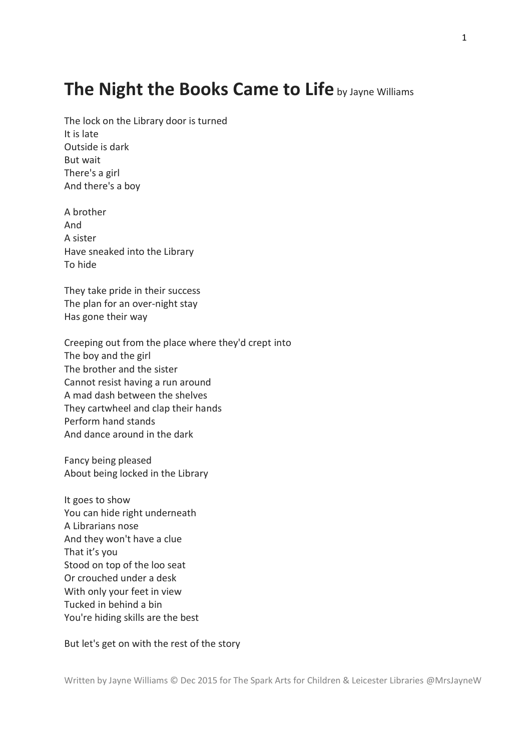# **The Night the Books Came to Life** by Jayne Williams

The lock on the Library door is turned  
It is late  
Outside is dark  
But wait  
There's a girl  
And there's a boy

A brother  
And  
A sister  
Have sneaked into the Library  
To hide

They take pride in their success  
The plan for an over-night stay  
Has gone their way

Creeping out from the place where they'd crept into  
The boy and the girl  
The brother and the sister  
Cannot resist having a run around  
A mad dash between the shelves  
They cartwheel and clap their hands  
Perform hand stands  
And dance around in the dark

Fancy being pleased  
About being locked in the Library

It goes to show  
You can hide right underneath  
A Librarians nose  
And they won't have a clue  
That it's you  
Stood on top of the loo seat  
Or crouched under a desk  
With only your feet in view  
Tucked in behind a bin  
You're hiding skills are the best

But let's get on with the rest of the story

Written by Jayne Williams © Dec 2015 for The Spark Arts for Children & Leicester Libraries @MrsJayneW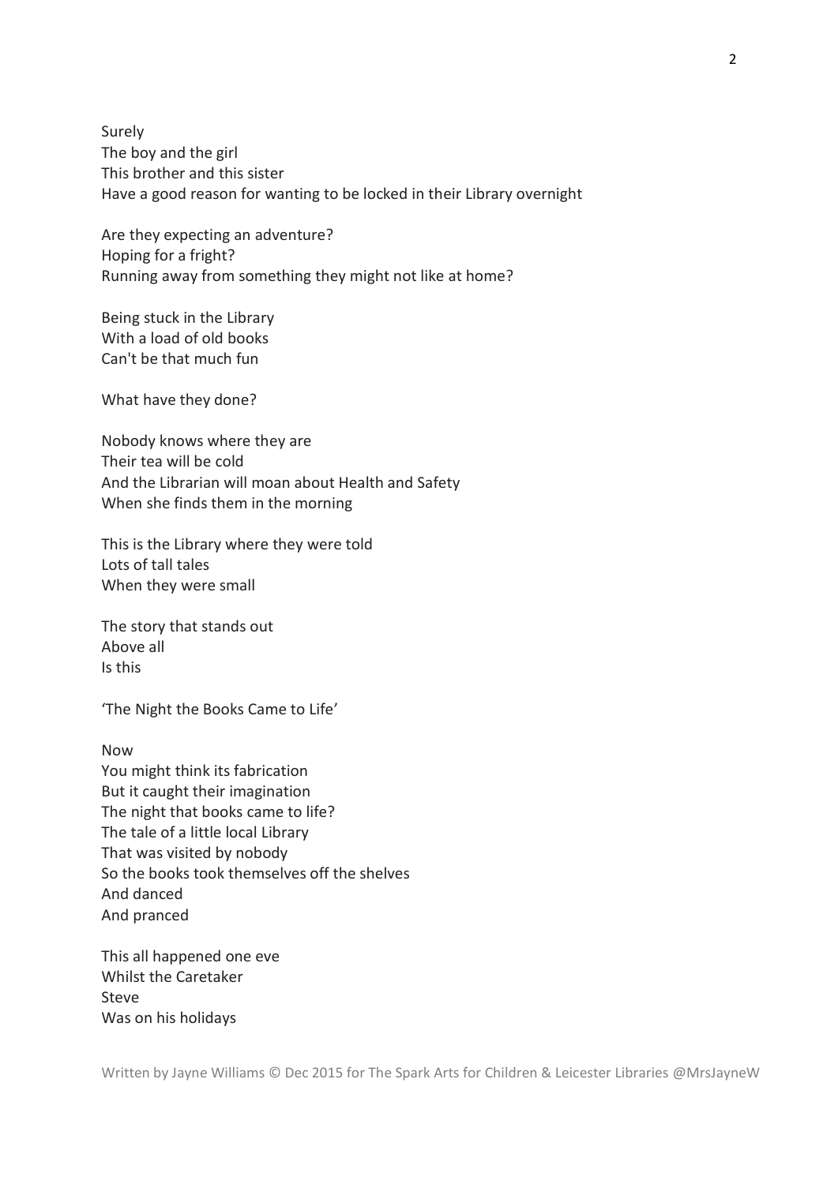Surely
The boy and the girl
This brother and this sister
Have a good reason for wanting to be locked in their Library overnight

Are they expecting an adventure?
Hoping for a fright?
Running away from something they might not like at home?

Being stuck in the Library
With a load of old books
Can't be that much fun

What have they done?

Nobody knows where they are
Their tea will be cold
And the Librarian will moan about Health and Safety
When she finds them in the morning

This is the Library where they were told
Lots of tall tales
When they were small

The story that stands out
Above all
Is this

'The Night the Books Came to Life'

Now
You might think its fabrication
But it caught their imagination
The night that books came to life?
The tale of a little local Library
That was visited by nobody
So the books took themselves off the shelves
And danced
And pranced

This all happened one eve
Whilst the Caretaker
Steve
Was on his holidays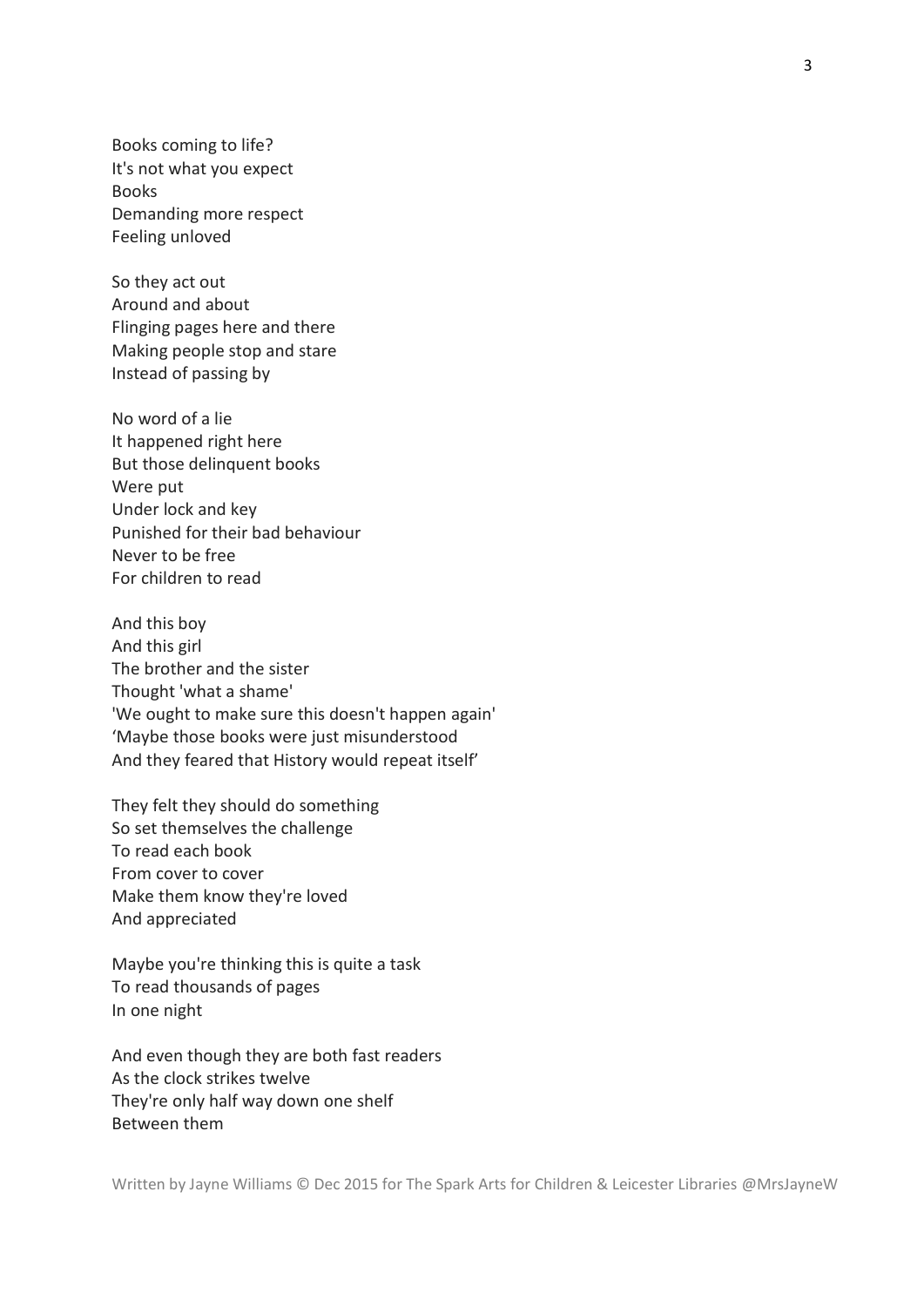Books coming to life?
It's not what you expect
Books
Demanding more respect
Feeling unloved

So they act out
Around and about
Flinging pages here and there
Making people stop and stare
Instead of passing by

No word of a lie
It happened right here
But those delinquent books
Were put
Under lock and key
Punished for their bad behaviour
Never to be free
For children to read

And this boy
And this girl
The brother and the sister
Thought 'what a shame'
'We ought to make sure this doesn't happen again'
'Maybe those books were just misunderstood
And they feared that History would repeat itself'

They felt they should do something
So set themselves the challenge
To read each book
From cover to cover
Make them know they're loved
And appreciated

Maybe you're thinking this is quite a task
To read thousands of pages
In one night

And even though they are both fast readers
As the clock strikes twelve
They're only half way down one shelf
Between them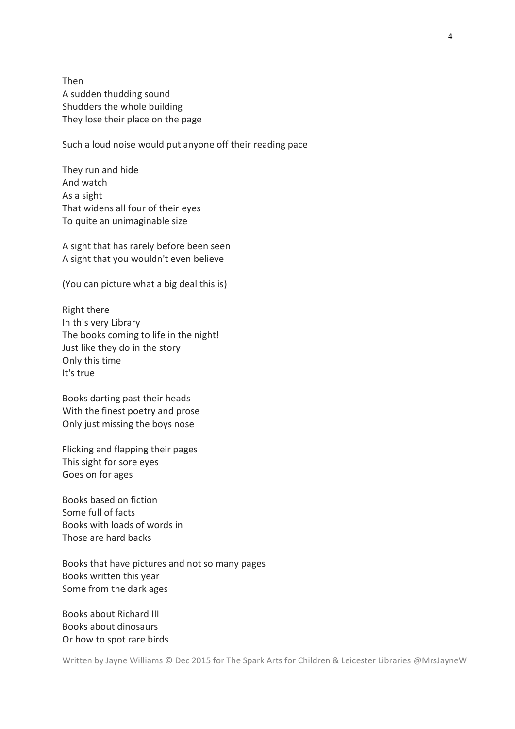Then
A sudden thudding sound
Shudders the whole building
They lose their place on the page

Such a loud noise would put anyone off their reading pace

They run and hide
And watch
As a sight
That widens all four of their eyes
To quite an unimaginable size

A sight that has rarely before been seen
A sight that you wouldn't even believe

(You can picture what a big deal this is)

Right there
In this very Library
The books coming to life in the night!
Just like they do in the story
Only this time
It's true

Books darting past their heads
With the finest poetry and prose
Only just missing the boys nose

Flicking and flapping their pages
This sight for sore eyes
Goes on for ages

Books based on fiction
Some full of facts
Books with loads of words in
Those are hard backs

Books that have pictures and not so many pages
Books written this year
Some from the dark ages

Books about Richard III
Books about dinosaurs
Or how to spot rare birds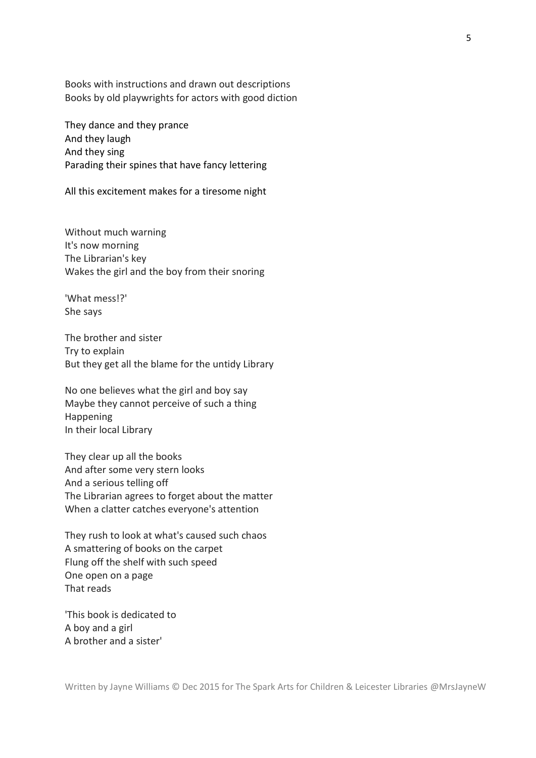Books with instructions and drawn out descriptions
Books by old playwrights for actors with good diction

They dance and they prance
And they laugh
And they sing
Parading their spines that have fancy lettering

All this excitement makes for a tiresome night

Without much warning
It's now morning
The Librarian's key
Wakes the girl and the boy from their snoring

'What mess!?'
She says

The brother and sister
Try to explain
But they get all the blame for the untidy Library

No one believes what the girl and boy say
Maybe they cannot perceive of such a thing
Happening
In their local Library

They clear up all the books
And after some very stern looks
And a serious telling off
The Librarian agrees to forget about the matter
When a clatter catches everyone's attention

They rush to look at what's caused such chaos
A smattering of books on the carpet
Flung off the shelf with such speed
One open on a page
That reads

'This book is dedicated to
A boy and a girl
A brother and a sister'

Written by Jayne Williams © Dec 2015 for The Spark Arts for Children & Leicester Libraries @MrsJayneW